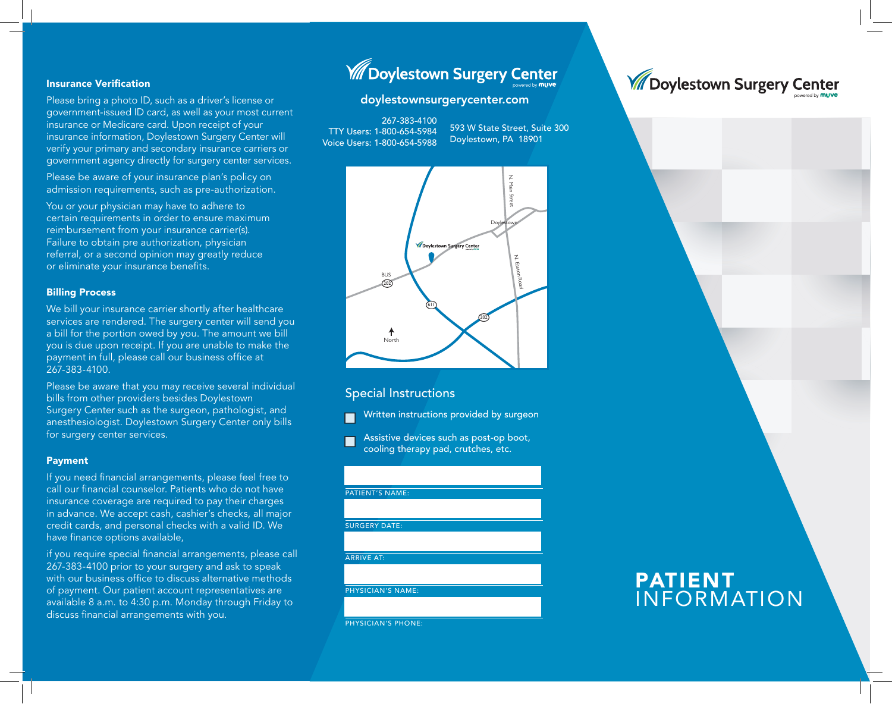## Insurance Verification

Please bring a photo ID, such as a driver's license or government-issued ID card, as well as your most current insurance or Medicare card. Upon receipt of your insurance information, Doylestown Surgery Center will verify your primary and secondary insurance carriers or government agency directly for surgery center services.

Please be aware of your insurance plan's policy on admission requirements, such as pre-authorization.

You or your physician may have to adhere to certain requirements in order to ensure maximum reimbursement from your insurance carrier(s). Failure to obtain pre authorization, physician referral, or a second opinion may greatly reduce or eliminate your insurance benefits.

## Billing Process

We bill your insurance carrier shortly after healthcare services are rendered. The surgery center will send you a bill for the portion owed by you. The amount we bill you is due upon receipt. If you are unable to make the payment in full, please call our business office at 267-383-4100.

Please be aware that you may receive several individual bills from other providers besides Doylestown Surgery Center such as the surgeon, pathologist, and anesthesiologist. Doylestown Surgery Center only bills for surgery center services.

## Payment

If you need financial arrangements, please feel free to call our financial counselor. Patients who do not have insurance coverage are required to pay their charges in advance. We accept cash, cashier's checks, all major credit cards, and personal checks with a valid ID. We have finance options available,

if you require special financial arrangements, please call 267-383-4100 prior to your surgery and ask to speak with our business office to discuss alternative methods of payment. Our patient account representatives are available 8 a.m. to 4:30 p.m. Monday through Friday to discuss financial arrangements with you.

## Doylestown Surgery Center

powered by muve

**doylestownsurgerycenter.com**

267-383-4100
TTY Users: 1-800-654-5984
Voice Users: 1-800-654-5988

593 W State Street, Suite 300
Doylestown, PA 18901

N. Main Street
Doylestown
Doylestown Surgery Center
N. Easton Road
BUS 202
611
202
North

## Special Instructions

- [ ] Written instructions provided by surgeon
- [ ] Assistive devices such as post-op boot, cooling therapy pad, crutches, etc.

PATIENT'S NAME:

SURGERY DATE:

ARRIVE AT:

PHYSICIAN'S NAME:

PHYSICIAN'S PHONE:

## Doylestown Surgery Center

powered by muve

# PATIENT INFORMATION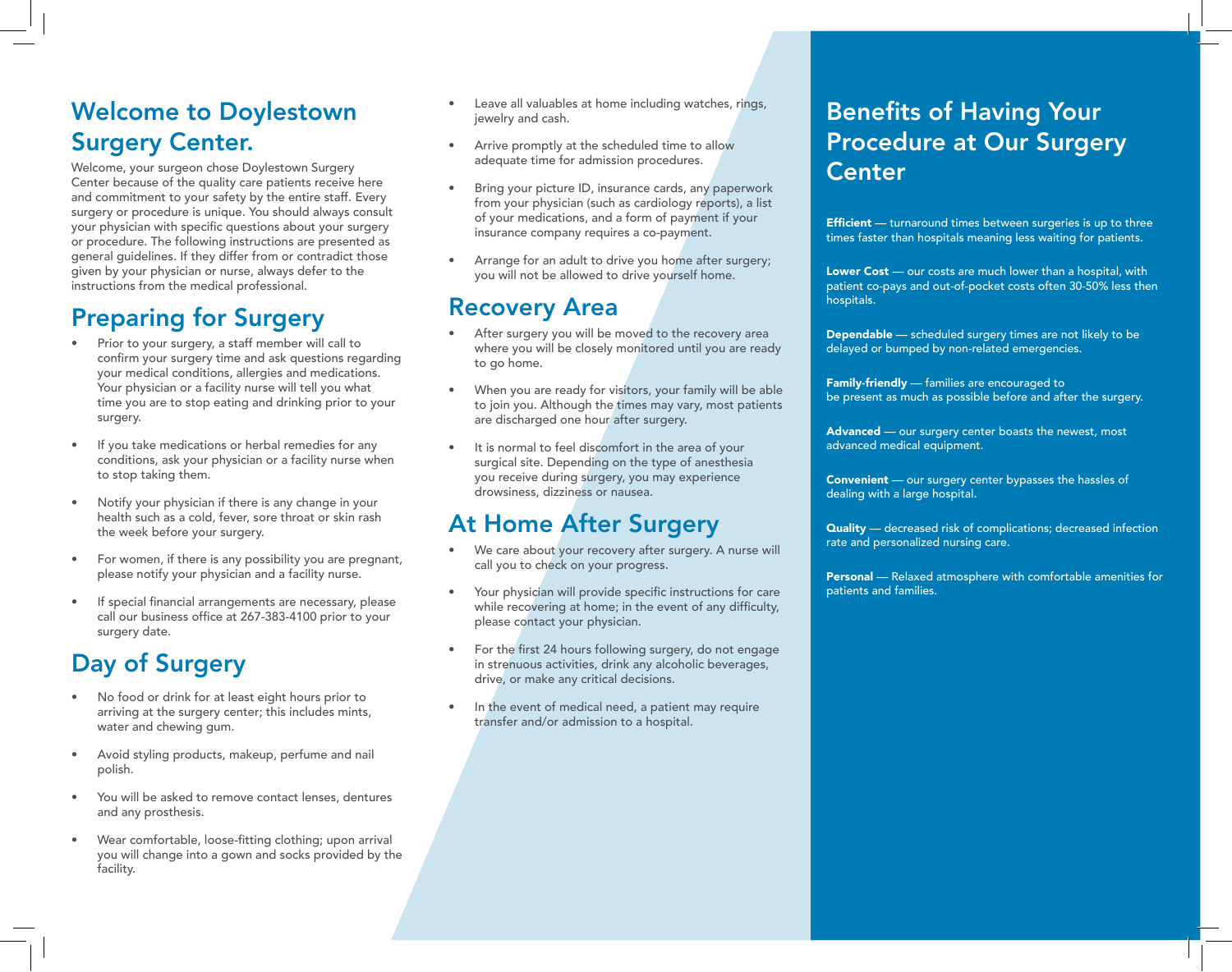## Welcome to Doylestown Surgery Center.

Welcome, your surgeon chose Doylestown Surgery Center because of the quality care patients receive here and commitment to your safety by the entire staff. Every surgery or procedure is unique. You should always consult your physician with specific questions about your surgery or procedure. The following instructions are presented as general guidelines. If they differ from or contradict those given by your physician or nurse, always defer to the instructions from the medical professional.

## Preparing for Surgery

- Prior to your surgery, a staff member will call to confirm your surgery time and ask questions regarding your medical conditions, allergies and medications. Your physician or a facility nurse will tell you what time you are to stop eating and drinking prior to your surgery.
- If you take medications or herbal remedies for any conditions, ask your physician or a facility nurse when to stop taking them.
- Notify your physician if there is any change in your health such as a cold, fever, sore throat or skin rash the week before your surgery.
- For women, if there is any possibility you are pregnant, please notify your physician and a facility nurse.
- If special financial arrangements are necessary, please call our business office at 267-383-4100 prior to your surgery date.

## Day of Surgery

- No food or drink for at least eight hours prior to arriving at the surgery center; this includes mints, water and chewing gum.
- Avoid styling products, makeup, perfume and nail polish.
- You will be asked to remove contact lenses, dentures and any prosthesis.
- Wear comfortable, loose-fitting clothing; upon arrival you will change into a gown and socks provided by the facility.
- Leave all valuables at home including watches, rings, jewelry and cash.
- Arrive promptly at the scheduled time to allow adequate time for admission procedures.
- Bring your picture ID, insurance cards, any paperwork from your physician (such as cardiology reports), a list of your medications, and a form of payment if your insurance company requires a co-payment.
- Arrange for an adult to drive you home after surgery; you will not be allowed to drive yourself home.

## Recovery Area

- After surgery you will be moved to the recovery area where you will be closely monitored until you are ready to go home.
- When you are ready for visitors, your family will be able to join you. Although the times may vary, most patients are discharged one hour after surgery.
- It is normal to feel discomfort in the area of your surgical site. Depending on the type of anesthesia you receive during surgery, you may experience drowsiness, dizziness or nausea.

## At Home After Surgery

- We care about your recovery after surgery. A nurse will call you to check on your progress.
- Your physician will provide specific instructions for care while recovering at home; in the event of any difficulty, please contact your physician.
- For the first 24 hours following surgery, do not engage in strenuous activities, drink any alcoholic beverages, drive, or make any critical decisions.
- In the event of medical need, a patient may require transfer and/or admission to a hospital.

## Benefits of Having Your Procedure at Our Surgery Center

**Efficient** — turnaround times between surgeries is up to three times faster than hospitals meaning less waiting for patients.

**Lower Cost** — our costs are much lower than a hospital, with patient co-pays and out-of-pocket costs often 30-50% less then hospitals.

**Dependable** — scheduled surgery times are not likely to be delayed or bumped by non-related emergencies.

**Family-friendly** — families are encouraged to be present as much as possible before and after the surgery.

**Advanced** — our surgery center boasts the newest, most advanced medical equipment.

**Convenient** — our surgery center bypasses the hassles of dealing with a large hospital.

**Quality** — decreased risk of complications; decreased infection rate and personalized nursing care.

**Personal** — Relaxed atmosphere with comfortable amenities for patients and families.